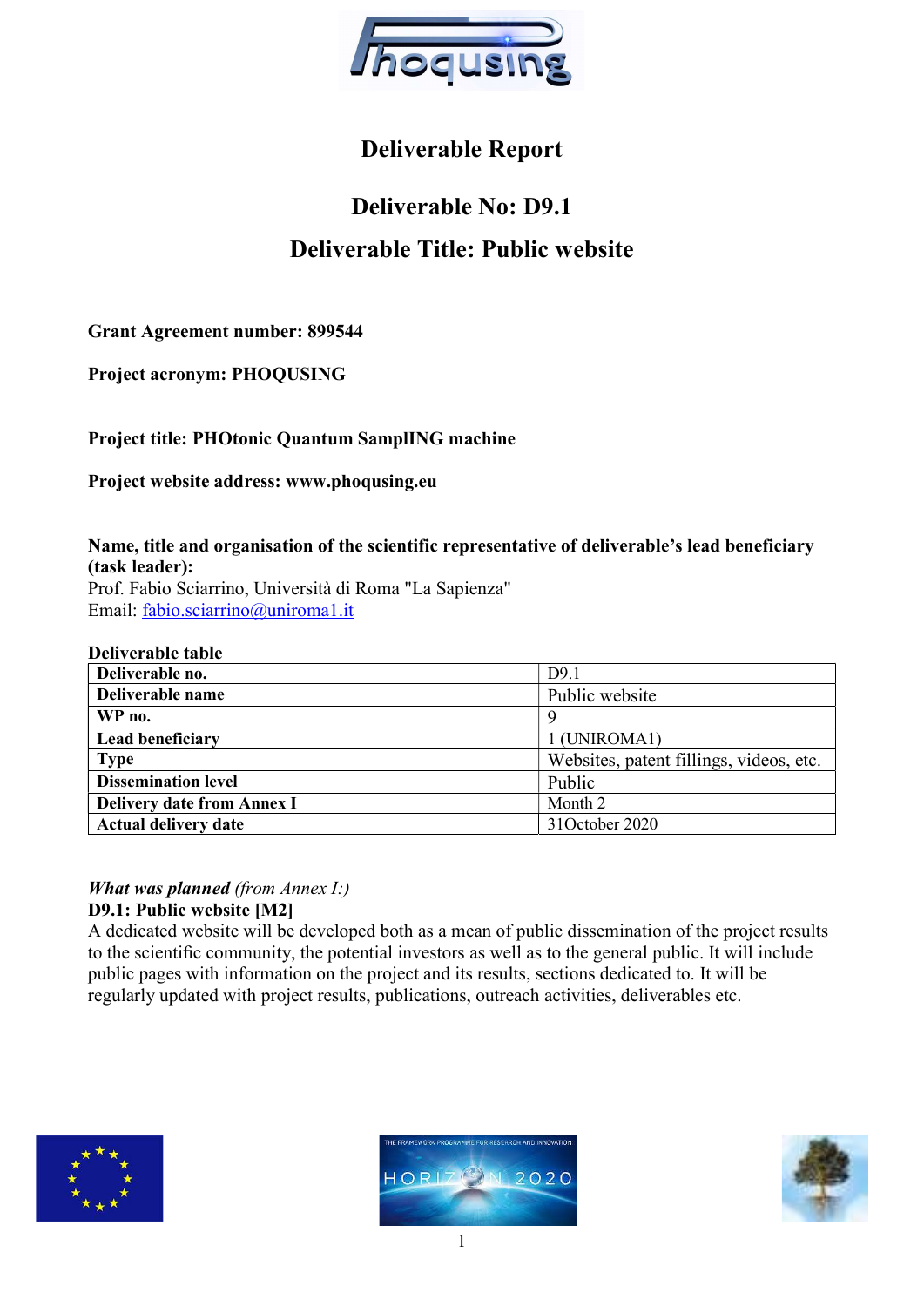# Deliverable Report

## Deliverable No: D9.1

## Deliverable Title: Public website

**Grant Agreement number: 899544**

**Project acronym: PHOQUSING**

**Project title: PHOtonic Quantum SamplING machine**

**Project website address: www.phoqusing.eu**

**Name, title and organisation of the scientific representative of deliverable's lead beneficiary (task leader):**
Prof. Fabio Sciarrino, Università di Roma "La Sapienza"
Email: fabio.sciarrino@uniroma1.it

**Deliverable table**

| **Deliverable no.** | D9.1 |
|---|---|
| **Deliverable name** | Public website |
| **WP no.** | 9 |
| **Lead beneficiary** | 1 (UNIROMA1) |
| **Type** | Websites, patent fillings, videos, etc. |
| **Dissemination level** | Public |
| **Delivery date from Annex I** | Month 2 |
| **Actual delivery date** | 31October 2020 |

***What was planned*** *(from Annex I:)*
**D9.1: Public website [M2]**
A dedicated website will be developed both as a mean of public dissemination of the project results to the scientific community, the potential investors as well as to the general public. It will include public pages with information on the project and its results, sections dedicated to. It will be regularly updated with project results, publications, outreach activities, deliverables etc.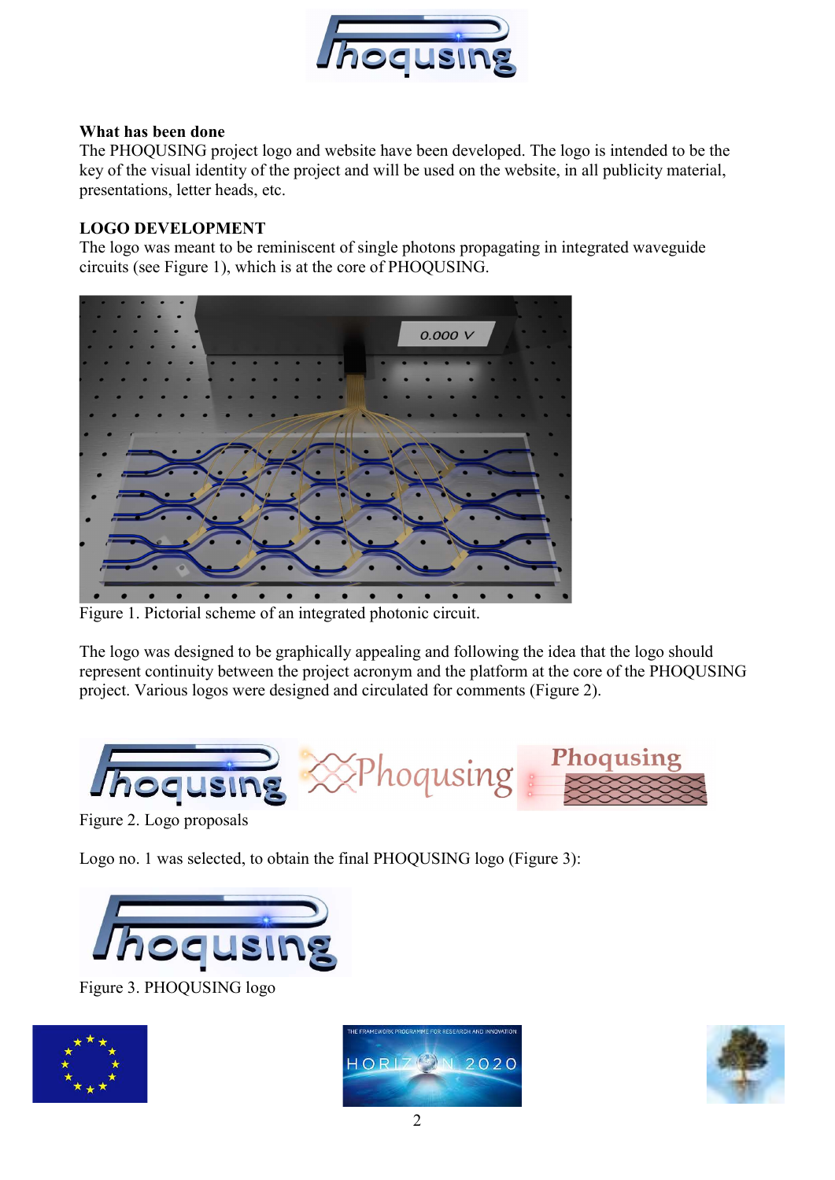**What has been done**

The PHOQUSING project logo and website have been developed. The logo is intended to be the key of the visual identity of the project and will be used on the website, in all publicity material, presentations, letter heads, etc.

**LOGO DEVELOPMENT**

The logo was meant to be reminiscent of single photons propagating in integrated waveguide circuits (see Figure 1), which is at the core of PHOQUSING.

Figure 1. Pictorial scheme of an integrated photonic circuit.

The logo was designed to be graphically appealing and following the idea that the logo should represent continuity between the project acronym and the platform at the core of the PHOQUSING project. Various logos were designed and circulated for comments (Figure 2).

Figure 2. Logo proposals

Logo no. 1 was selected, to obtain the final PHOQUSING logo (Figure 3):

Figure 3. PHOQUSING logo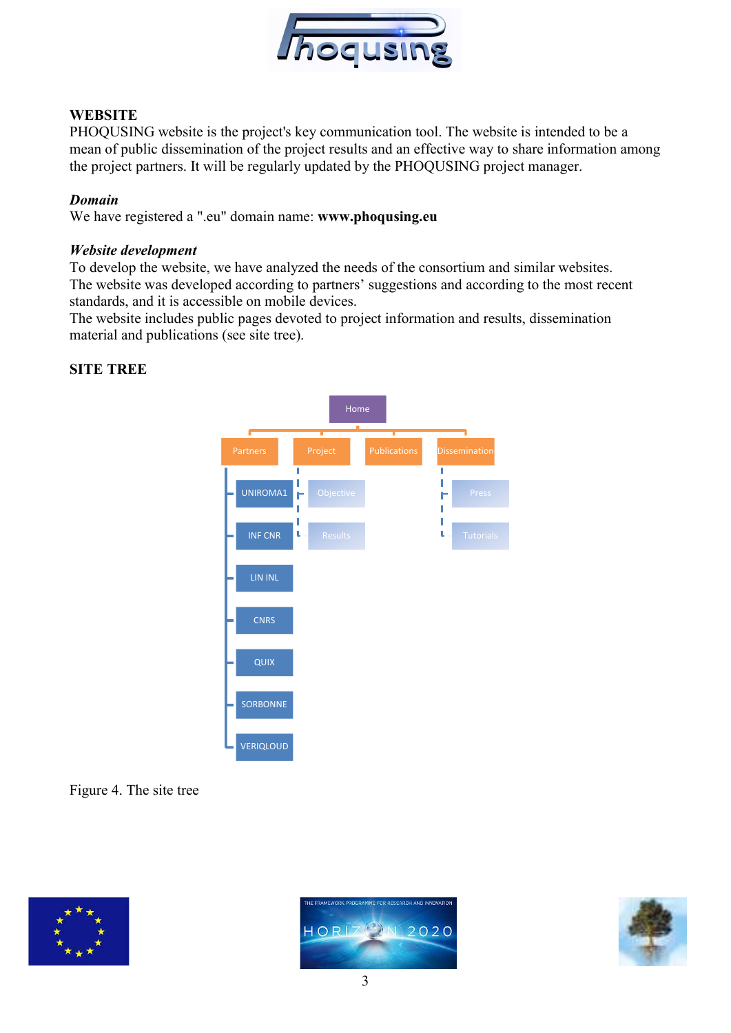## WEBSITE

PHOQUSING website is the project's key communication tool. The website is intended to be a mean of public dissemination of the project results and an effective way to share information among the project partners. It will be regularly updated by the PHOQUSING project manager.

### *Domain*

We have registered a ".eu" domain name: **www.phoqusing.eu**

### *Website development*

To develop the website, we have analyzed the needs of the consortium and similar websites.
The website was developed according to partners' suggestions and according to the most recent standards, and it is accessible on mobile devices.
The website includes public pages devoted to project information and results, dissemination material and publications (see site tree).

## SITE TREE

- Home
  - Partners
    - UNIROMA1
    - INF CNR
    - LIN INL
    - CNRS
    - QUIX
    - SORBONNE
    - VERIQLOUD
  - Project
    - Objective
    - Results
  - Publications
  - Dissemination
    - Press
    - Tutorials

Figure 4. The site tree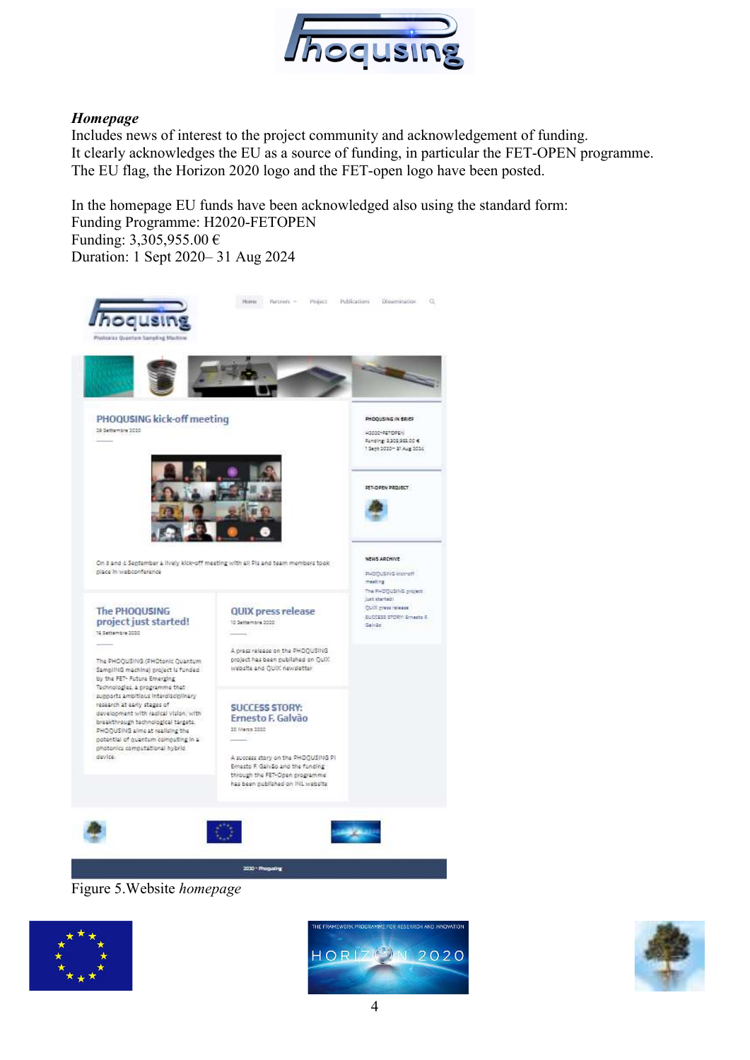***Homepage***

Includes news of interest to the project community and acknowledgement of funding.
It clearly acknowledges the EU as a source of funding, in particular the FET-OPEN programme.
The EU flag, the Horizon 2020 logo and the FET-open logo have been posted.

In the homepage EU funds have been acknowledged also using the standard form:
Funding Programme: H2020-FETOPEN
Funding: 3,305,955.00 €
Duration: 1 Sept 2020– 31 Aug 2024

Figure 5.Website *homepage*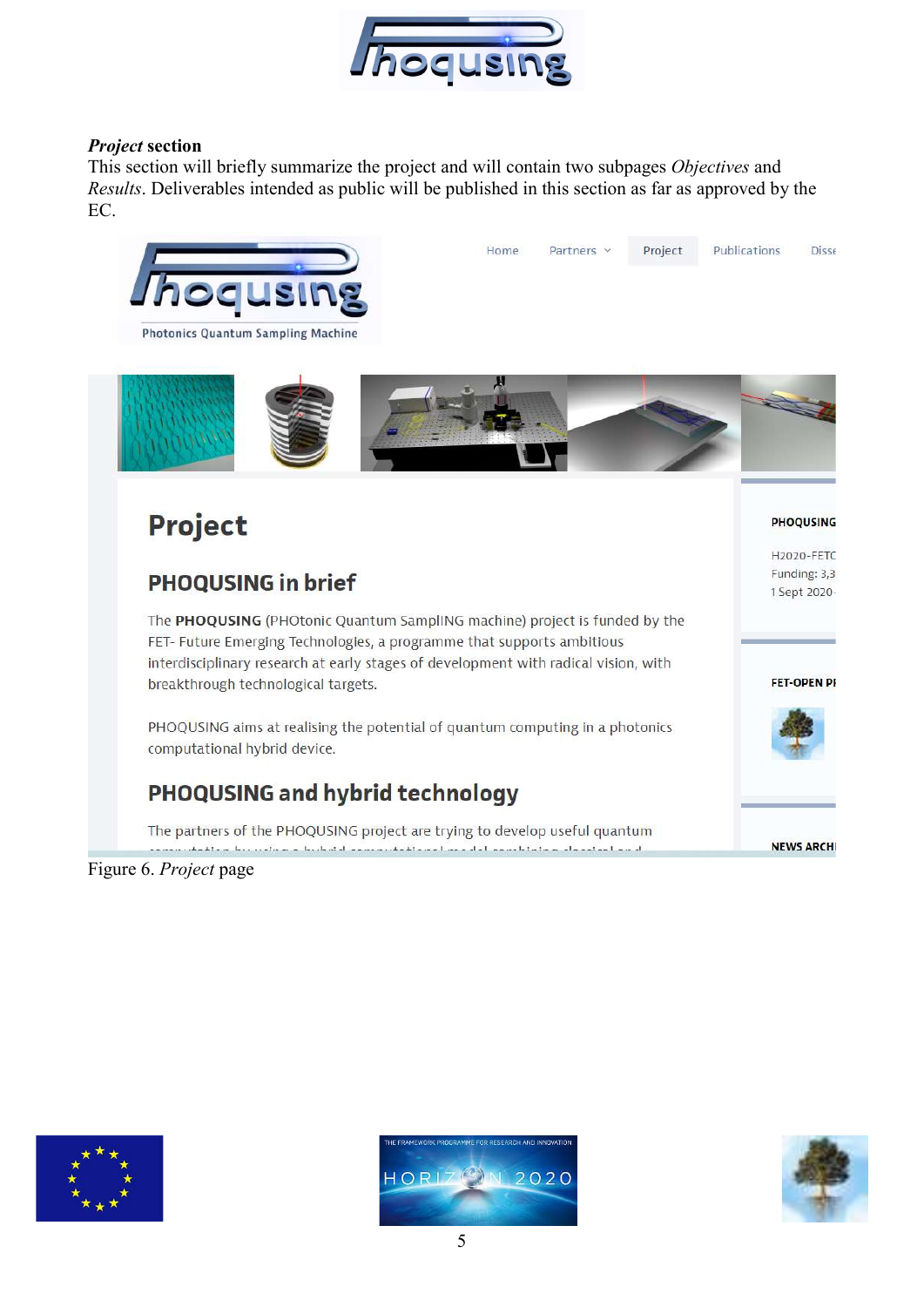***Project*** **section**
This section will briefly summarize the project and will contain two subpages *Objectives* and *Results*. Deliverables intended as public will be published in this section as far as approved by the EC.

Figure 6. *Project* page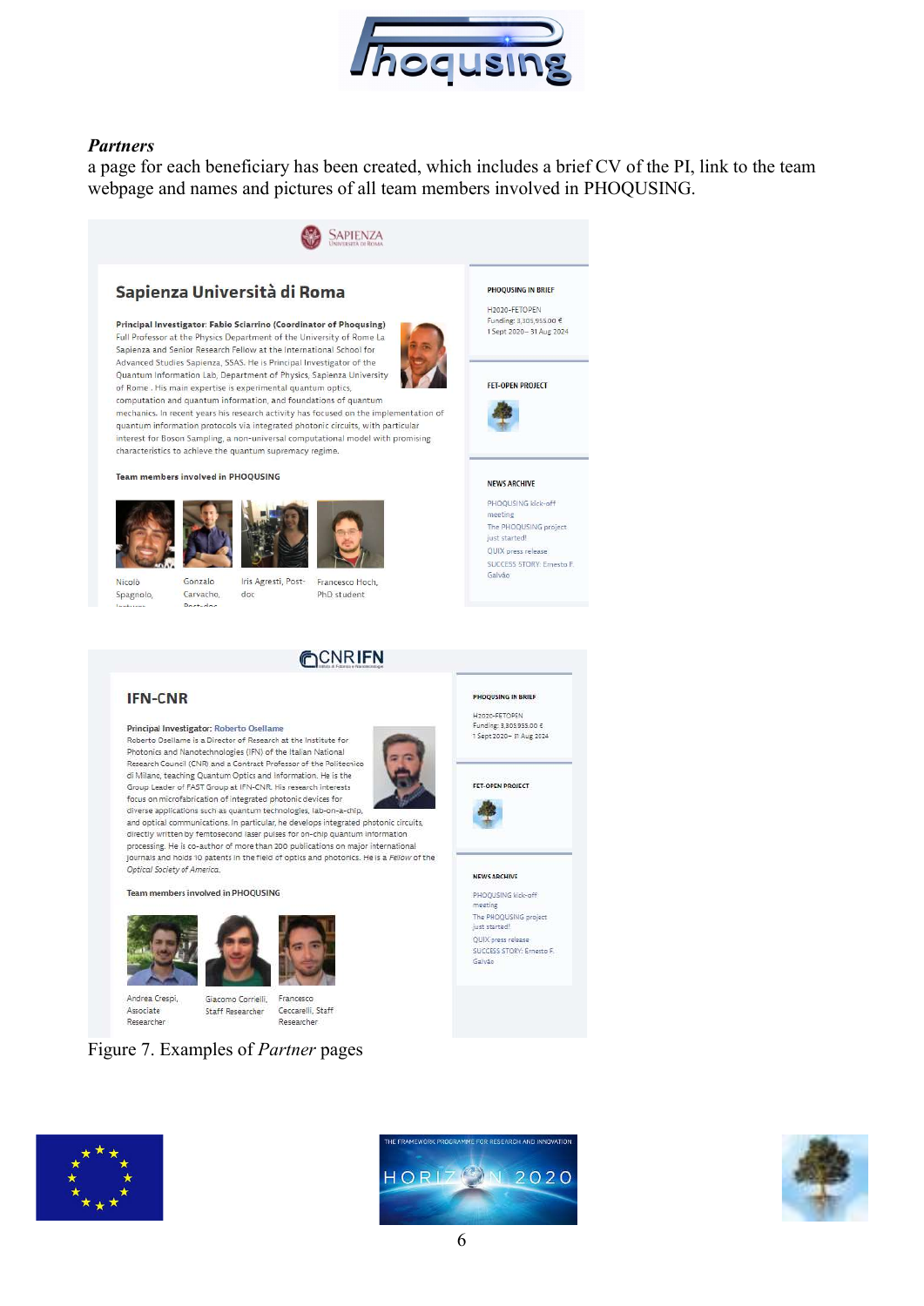### *Partners*

a page for each beneficiary has been created, which includes a brief CV of the PI, link to the team webpage and names and pictures of all team members involved in PHOQUSING.

Figure 7. Examples of *Partner* pages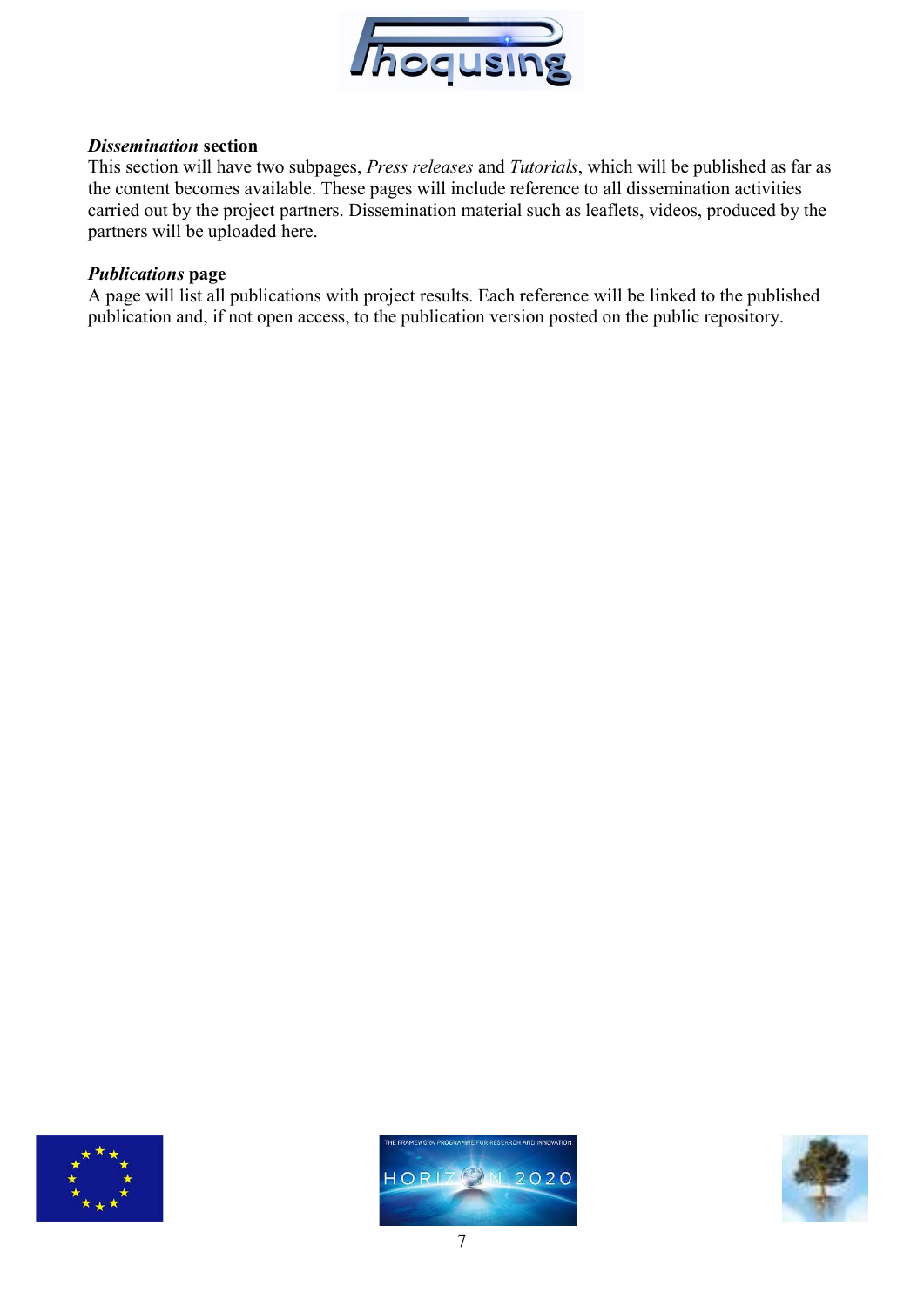***Dissemination* section**
This section will have two subpages, *Press releases* and *Tutorials*, which will be published as far as the content becomes available. These pages will include reference to all dissemination activities carried out by the project partners. Dissemination material such as leaflets, videos, produced by the partners will be uploaded here.

***Publications* page**
A page will list all publications with project results. Each reference will be linked to the published publication and, if not open access, to the publication version posted on the public repository.